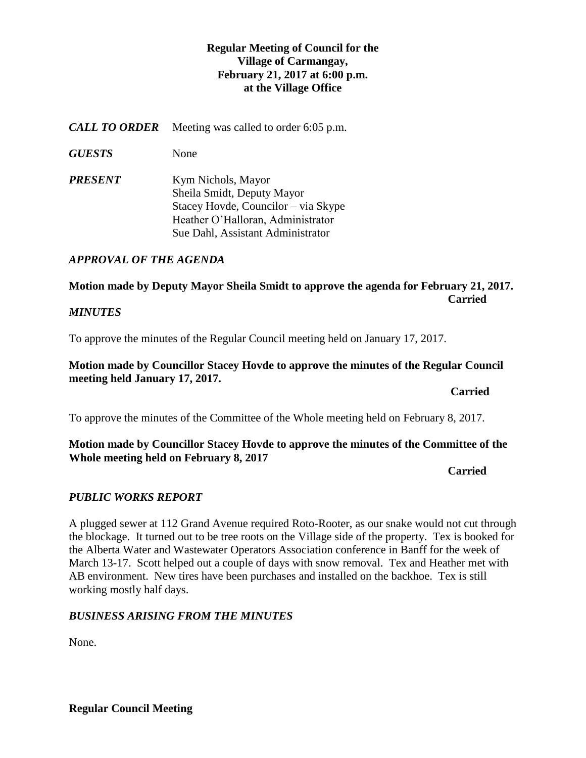**Regular Meeting of Council for the**
**Village of Carmangay,**
**February 21, 2017 at 6:00 p.m.**
**at the Village Office**

***CALL TO ORDER*** Meeting was called to order 6:05 p.m.

***GUESTS*** None

***PRESENT***
Kym Nichols, Mayor
Sheila Smidt, Deputy Mayor
Stacey Hovde, Councilor – via Skype
Heather O'Halloran, Administrator
Sue Dahl, Assistant Administrator

### *APPROVAL OF THE AGENDA*

**Motion made by Deputy Mayor Sheila Smidt to approve the agenda for February 21, 2017.**
**Carried**

### *MINUTES*

To approve the minutes of the Regular Council meeting held on January 17, 2017.

**Motion made by Councillor Stacey Hovde to approve the minutes of the Regular Council meeting held January 17, 2017.**
**Carried**

To approve the minutes of the Committee of the Whole meeting held on February 8, 2017.

**Motion made by Councillor Stacey Hovde to approve the minutes of the Committee of the Whole meeting held on February 8, 2017**
**Carried**

### *PUBLIC WORKS REPORT*

A plugged sewer at 112 Grand Avenue required Roto-Rooter, as our snake would not cut through the blockage. It turned out to be tree roots on the Village side of the property. Tex is booked for the Alberta Water and Wastewater Operators Association conference in Banff for the week of March 13-17. Scott helped out a couple of days with snow removal. Tex and Heather met with AB environment. New tires have been purchases and installed on the backhoe. Tex is still working mostly half days.

### *BUSINESS ARISING FROM THE MINUTES*

None.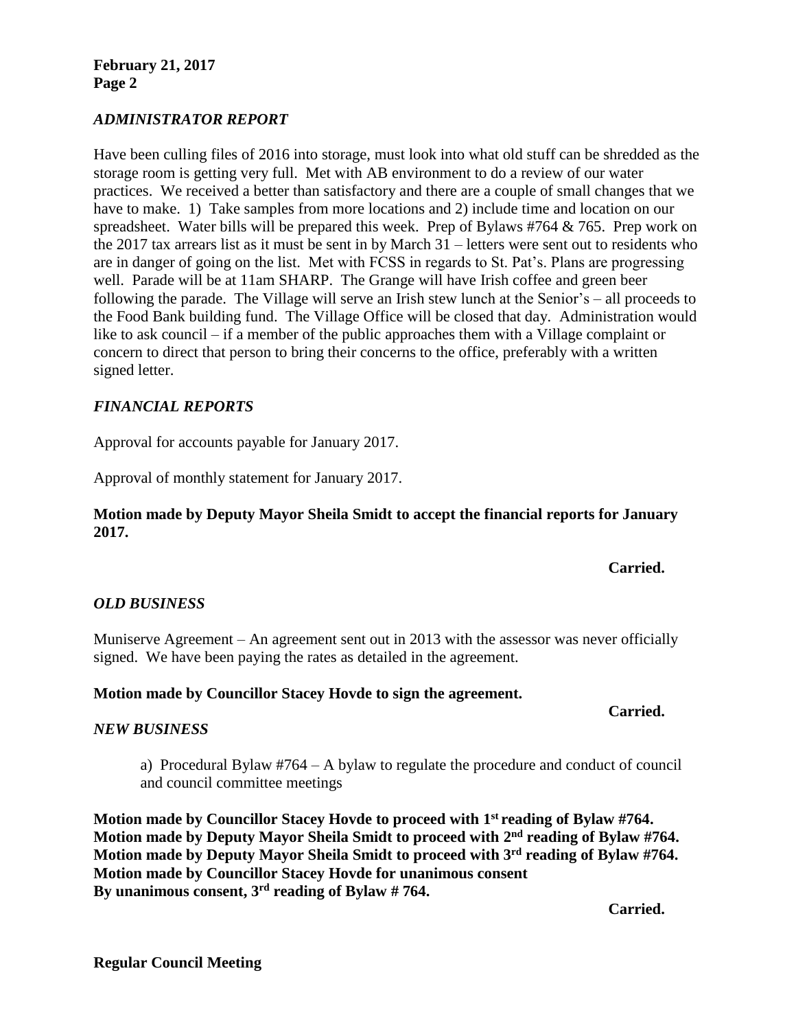### *ADMINISTRATOR REPORT*

Have been culling files of 2016 into storage, must look into what old stuff can be shredded as the storage room is getting very full. Met with AB environment to do a review of our water practices. We received a better than satisfactory and there are a couple of small changes that we have to make. 1) Take samples from more locations and 2) include time and location on our spreadsheet. Water bills will be prepared this week. Prep of Bylaws #764 & 765. Prep work on the 2017 tax arrears list as it must be sent in by March 31 – letters were sent out to residents who are in danger of going on the list. Met with FCSS in regards to St. Pat's. Plans are progressing well. Parade will be at 11am SHARP. The Grange will have Irish coffee and green beer following the parade. The Village will serve an Irish stew lunch at the Senior's – all proceeds to the Food Bank building fund. The Village Office will be closed that day. Administration would like to ask council – if a member of the public approaches them with a Village complaint or concern to direct that person to bring their concerns to the office, preferably with a written signed letter.

### *FINANCIAL REPORTS*

Approval for accounts payable for January 2017.

Approval of monthly statement for January 2017.

**Motion made by Deputy Mayor Sheila Smidt to accept the financial reports for January 2017.**

**Carried.**

### *OLD BUSINESS*

Muniserve Agreement – An agreement sent out in 2013 with the assessor was never officially signed. We have been paying the rates as detailed in the agreement.

**Motion made by Councillor Stacey Hovde to sign the agreement.**

**Carried.**

### *NEW BUSINESS*

a) Procedural Bylaw #764 – A bylaw to regulate the procedure and conduct of council and council committee meetings

**Motion made by Councillor Stacey Hovde to proceed with 1st reading of Bylaw #764.**
**Motion made by Deputy Mayor Sheila Smidt to proceed with 2nd reading of Bylaw #764.**
**Motion made by Deputy Mayor Sheila Smidt to proceed with 3rd reading of Bylaw #764.**
**Motion made by Councillor Stacey Hovde for unanimous consent**
**By unanimous consent, 3rd reading of Bylaw # 764.**

**Carried.**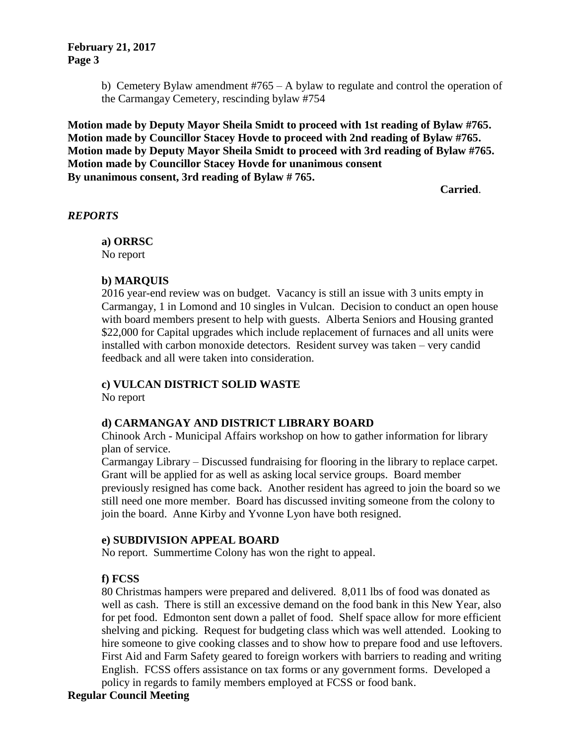b) Cemetery Bylaw amendment #765 – A bylaw to regulate and control the operation of the Carmangay Cemetery, rescinding bylaw #754

**Motion made by Deputy Mayor Sheila Smidt to proceed with 1st reading of Bylaw #765.**
**Motion made by Councillor Stacey Hovde to proceed with 2nd reading of Bylaw #765.**
**Motion made by Deputy Mayor Sheila Smidt to proceed with 3rd reading of Bylaw #765.**
**Motion made by Councillor Stacey Hovde for unanimous consent**
**By unanimous consent, 3rd reading of Bylaw # 765.**

**Carried**.

## *REPORTS*

### a) ORRSC

No report

### b) MARQUIS

2016 year-end review was on budget. Vacancy is still an issue with 3 units empty in Carmangay, 1 in Lomond and 10 singles in Vulcan. Decision to conduct an open house with board members present to help with guests. Alberta Seniors and Housing granted $22,000 for Capital upgrades which include replacement of furnaces and all units were installed with carbon monoxide detectors. Resident survey was taken – very candid feedback and all were taken into consideration.

### c) VULCAN DISTRICT SOLID WASTE

No report

### d) CARMANGAY AND DISTRICT LIBRARY BOARD

Chinook Arch - Municipal Affairs workshop on how to gather information for library plan of service.

Carmangay Library – Discussed fundraising for flooring in the library to replace carpet. Grant will be applied for as well as asking local service groups. Board member previously resigned has come back. Another resident has agreed to join the board so we still need one more member. Board has discussed inviting someone from the colony to join the board. Anne Kirby and Yvonne Lyon have both resigned.

### e) SUBDIVISION APPEAL BOARD

No report. Summertime Colony has won the right to appeal.

### f) FCSS

80 Christmas hampers were prepared and delivered. 8,011 lbs of food was donated as well as cash. There is still an excessive demand on the food bank in this New Year, also for pet food. Edmonton sent down a pallet of food. Shelf space allow for more efficient shelving and picking. Request for budgeting class which was well attended. Looking to hire someone to give cooking classes and to show how to prepare food and use leftovers. First Aid and Farm Safety geared to foreign workers with barriers to reading and writing English. FCSS offers assistance on tax forms or any government forms. Developed a policy in regards to family members employed at FCSS or food bank.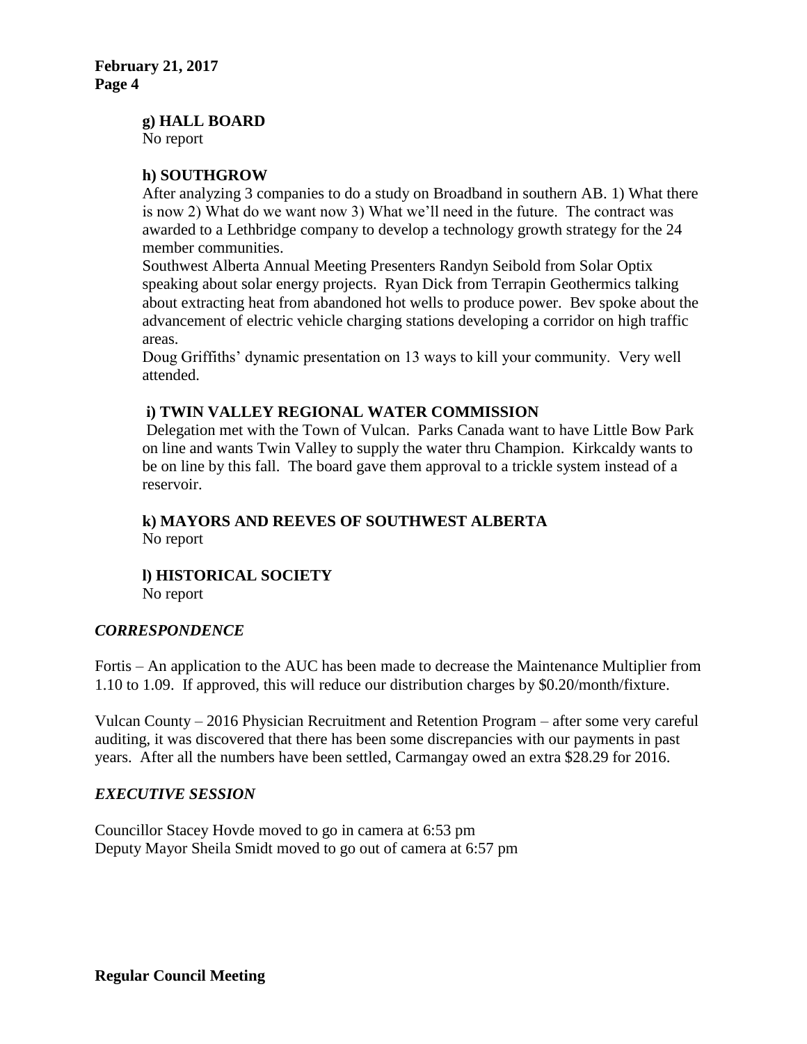### g) HALL BOARD

No report

### h) SOUTHGROW

After analyzing 3 companies to do a study on Broadband in southern AB. 1) What there is now 2) What do we want now 3) What we'll need in the future. The contract was awarded to a Lethbridge company to develop a technology growth strategy for the 24 member communities.

Southwest Alberta Annual Meeting Presenters Randyn Seibold from Solar Optix speaking about solar energy projects. Ryan Dick from Terrapin Geothermics talking about extracting heat from abandoned hot wells to produce power. Bev spoke about the advancement of electric vehicle charging stations developing a corridor on high traffic areas.

Doug Griffiths' dynamic presentation on 13 ways to kill your community. Very well attended.

### i) TWIN VALLEY REGIONAL WATER COMMISSION

Delegation met with the Town of Vulcan. Parks Canada want to have Little Bow Park on line and wants Twin Valley to supply the water thru Champion. Kirkcaldy wants to be on line by this fall. The board gave them approval to a trickle system instead of a reservoir.

### k) MAYORS AND REEVES OF SOUTHWEST ALBERTA

No report

### l) HISTORICAL SOCIETY

No report

## *CORRESPONDENCE*

Fortis – An application to the AUC has been made to decrease the Maintenance Multiplier from 1.10 to 1.09. If approved, this will reduce our distribution charges by $0.20/month/fixture.

Vulcan County – 2016 Physician Recruitment and Retention Program – after some very careful auditing, it was discovered that there has been some discrepancies with our payments in past years. After all the numbers have been settled, Carmangay owed an extra $28.29 for 2016.

## *EXECUTIVE SESSION*

Councillor Stacey Hovde moved to go in camera at 6:53 pm
Deputy Mayor Sheila Smidt moved to go out of camera at 6:57 pm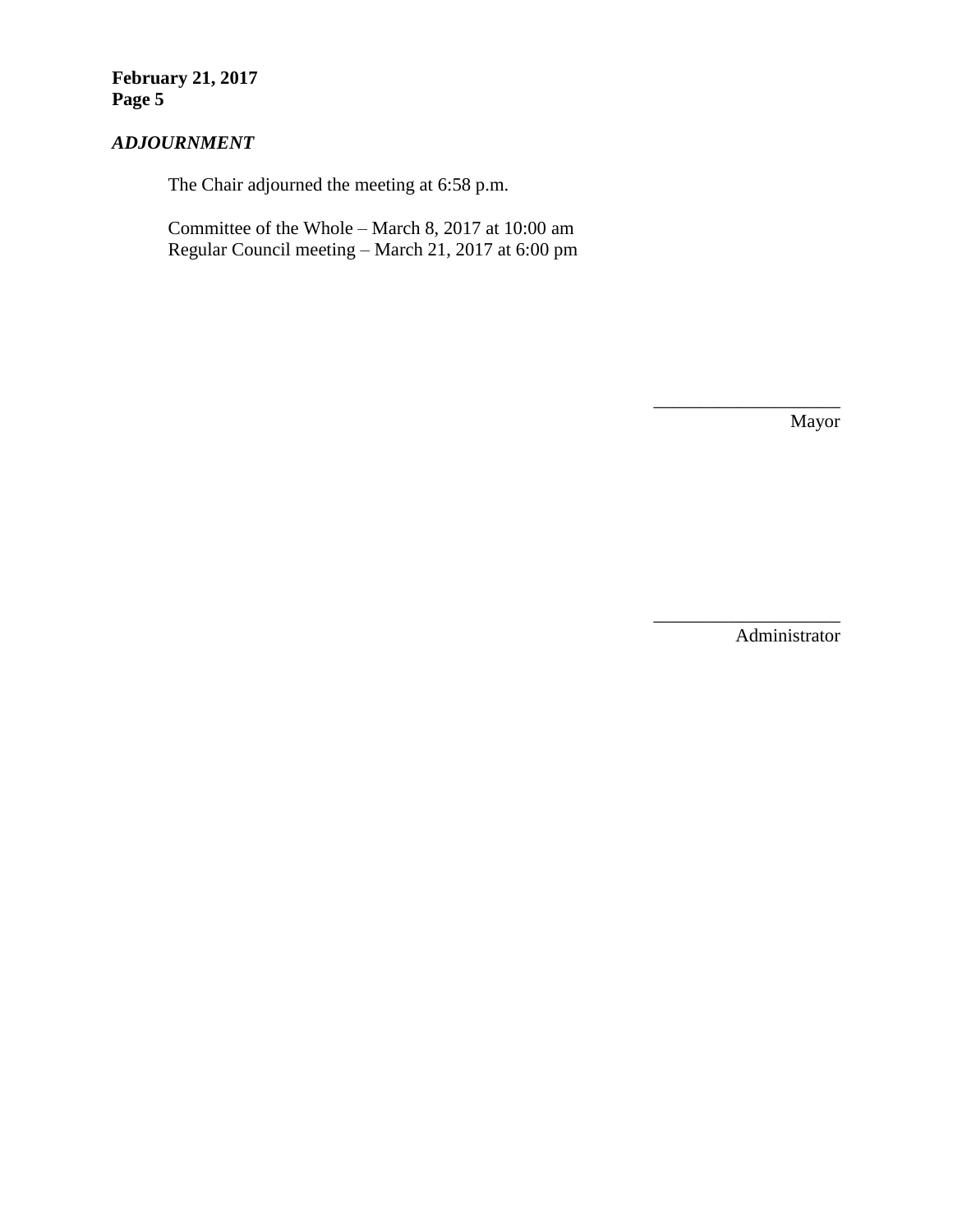***ADJOURNMENT***

The Chair adjourned the meeting at 6:58 p.m.

Committee of the Whole – March 8, 2017 at 10:00 am
Regular Council meeting – March 21, 2017 at 6:00 pm

____________________
Mayor

____________________
Administrator